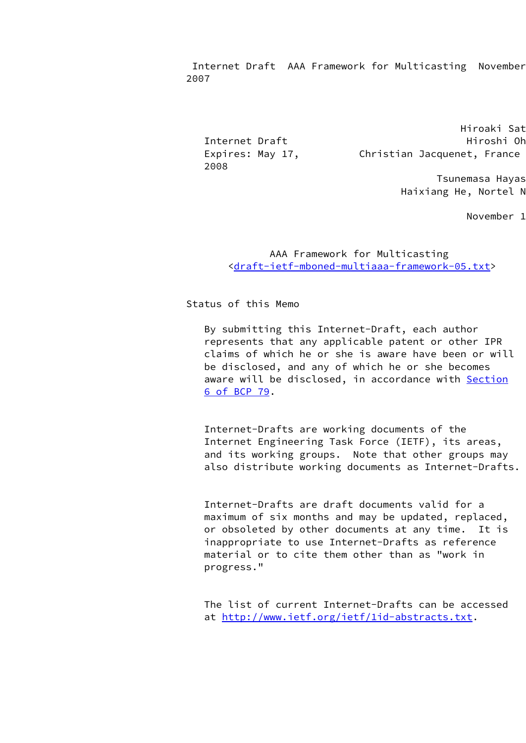Hiroaki Sat
Internet Draft Hiroshi Oh
Expires: May 17, 2008 Christian Jacquenet, France
Tsunemasa Hayas
Haixiang He, Nortel N

November 1

# AAA Framework for Multicasting

<draft-ietf-mboned-multiaaa-framework-05.txt>

## Status of this Memo

By submitting this Internet-Draft, each author represents that any applicable patent or other IPR claims of which he or she is aware have been or will be disclosed, and any of which he or she becomes aware will be disclosed, in accordance with Section 6 of BCP 79.

Internet-Drafts are working documents of the Internet Engineering Task Force (IETF), its areas, and its working groups. Note that other groups may also distribute working documents as Internet-Drafts.

Internet-Drafts are draft documents valid for a maximum of six months and may be updated, replaced, or obsoleted by other documents at any time. It is inappropriate to use Internet-Drafts as reference material or to cite them other than as "work in progress."

The list of current Internet-Drafts can be accessed at http://www.ietf.org/ietf/1id-abstracts.txt.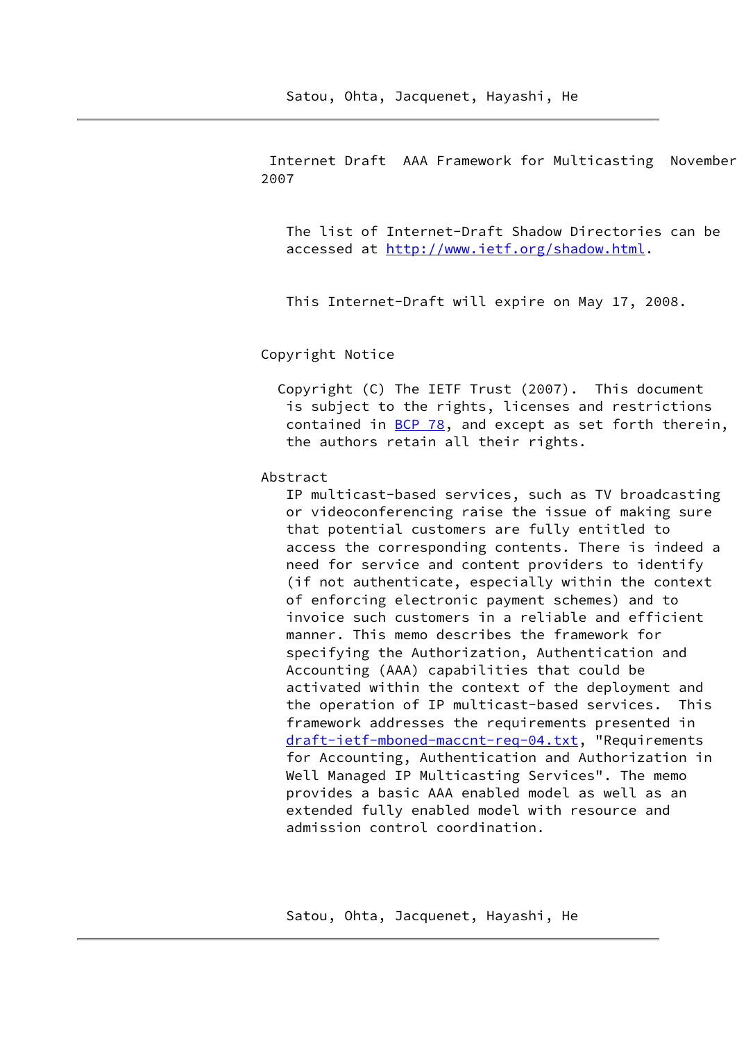The list of Internet-Draft Shadow Directories can be accessed at http://www.ietf.org/shadow.html.

This Internet-Draft will expire on May 17, 2008.

## Copyright Notice

Copyright (C) The IETF Trust (2007). This document is subject to the rights, licenses and restrictions contained in BCP 78, and except as set forth therein, the authors retain all their rights.

## Abstract

IP multicast-based services, such as TV broadcasting or videoconferencing raise the issue of making sure that potential customers are fully entitled to access the corresponding contents. There is indeed a need for service and content providers to identify (if not authenticate, especially within the context of enforcing electronic payment schemes) and to invoice such customers in a reliable and efficient manner. This memo describes the framework for specifying the Authorization, Authentication and Accounting (AAA) capabilities that could be activated within the context of the deployment and the operation of IP multicast-based services. This framework addresses the requirements presented in draft-ietf-mboned-maccnt-req-04.txt, "Requirements for Accounting, Authentication and Authorization in Well Managed IP Multicasting Services". The memo provides a basic AAA enabled model as well as an extended fully enabled model with resource and admission control coordination.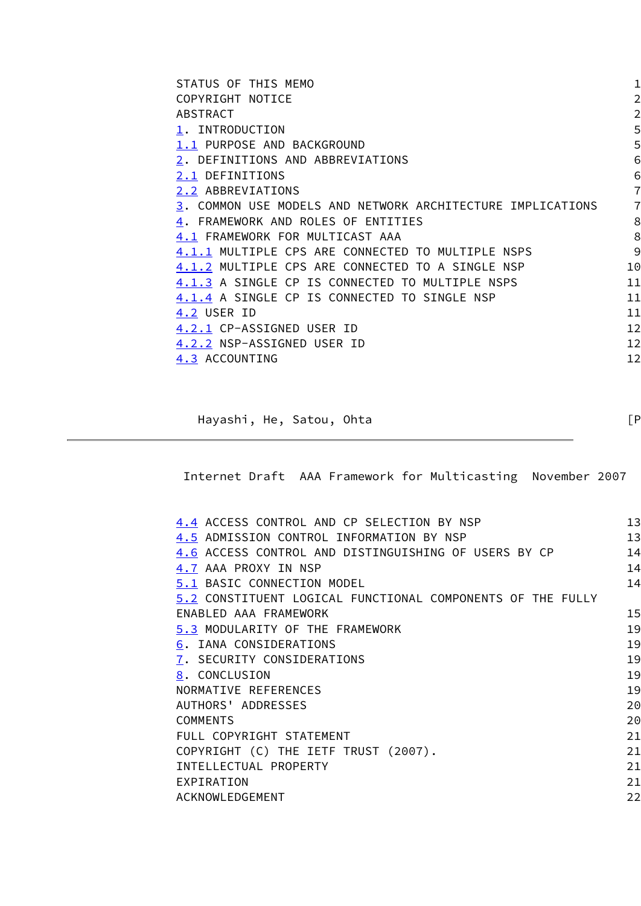STATUS OF THIS MEMO 1
COPYRIGHT NOTICE 2
ABSTRACT 2
1. INTRODUCTION 5
1.1 PURPOSE AND BACKGROUND 5
2. DEFINITIONS AND ABBREVIATIONS 6
2.1 DEFINITIONS 6
2.2 ABBREVIATIONS 7
3. COMMON USE MODELS AND NETWORK ARCHITECTURE IMPLICATIONS 7
4. FRAMEWORK AND ROLES OF ENTITIES 8
4.1 FRAMEWORK FOR MULTICAST AAA 8
4.1.1 MULTIPLE CPS ARE CONNECTED TO MULTIPLE NSPS 9
4.1.2 MULTIPLE CPS ARE CONNECTED TO A SINGLE NSP 10
4.1.3 A SINGLE CP IS CONNECTED TO MULTIPLE NSPS 11
4.1.4 A SINGLE CP IS CONNECTED TO SINGLE NSP 11
4.2 USER ID 11
4.2.1 CP-ASSIGNED USER ID 12
4.2.2 NSP-ASSIGNED USER ID 12
4.3 ACCOUNTING 12
4.4 ACCESS CONTROL AND CP SELECTION BY NSP 13
4.5 ADMISSION CONTROL INFORMATION BY NSP 13
4.6 ACCESS CONTROL AND DISTINGUISHING OF USERS BY CP 14
4.7 AAA PROXY IN NSP 14
5.1 BASIC CONNECTION MODEL 14
5.2 CONSTITUENT LOGICAL FUNCTIONAL COMPONENTS OF THE FULLY ENABLED AAA FRAMEWORK 15
5.3 MODULARITY OF THE FRAMEWORK 19
6. IANA CONSIDERATIONS 19
7. SECURITY CONSIDERATIONS 19
8. CONCLUSION 19
NORMATIVE REFERENCES 19
AUTHORS' ADDRESSES 20
COMMENTS 20
FULL COPYRIGHT STATEMENT 21
COPYRIGHT (C) THE IETF TRUST (2007). 21
INTELLECTUAL PROPERTY 21
EXPIRATION 21
ACKNOWLEDGEMENT 22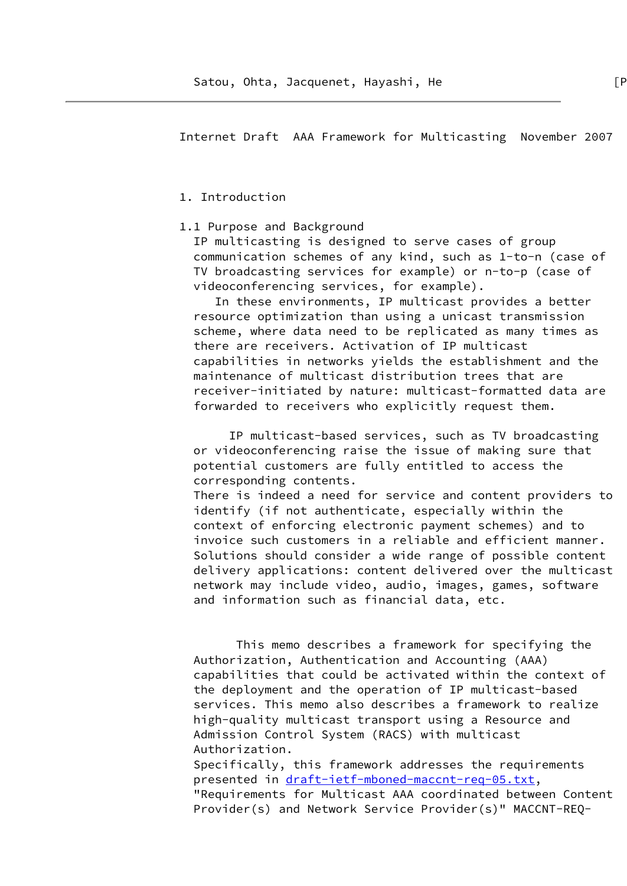# 1. Introduction

## 1.1 Purpose and Background

IP multicasting is designed to serve cases of group communication schemes of any kind, such as 1-to-n (case of TV broadcasting services for example) or n-to-p (case of videoconferencing services, for example).

In these environments, IP multicast provides a better resource optimization than using a unicast transmission scheme, where data need to be replicated as many times as there are receivers. Activation of IP multicast capabilities in networks yields the establishment and the maintenance of multicast distribution trees that are receiver-initiated by nature: multicast-formatted data are forwarded to receivers who explicitly request them.

IP multicast-based services, such as TV broadcasting or videoconferencing raise the issue of making sure that potential customers are fully entitled to access the corresponding contents.
There is indeed a need for service and content providers to identify (if not authenticate, especially within the context of enforcing electronic payment schemes) and to invoice such customers in a reliable and efficient manner. Solutions should consider a wide range of possible content delivery applications: content delivered over the multicast network may include video, audio, images, games, software and information such as financial data, etc.

This memo describes a framework for specifying the Authorization, Authentication and Accounting (AAA) capabilities that could be activated within the context of the deployment and the operation of IP multicast-based services. This memo also describes a framework to realize high-quality multicast transport using a Resource and Admission Control System (RACS) with multicast Authorization.
Specifically, this framework addresses the requirements presented in draft-ietf-mboned-maccnt-req-05.txt, "Requirements for Multicast AAA coordinated between Content Provider(s) and Network Service Provider(s)" MACCNT-REQ-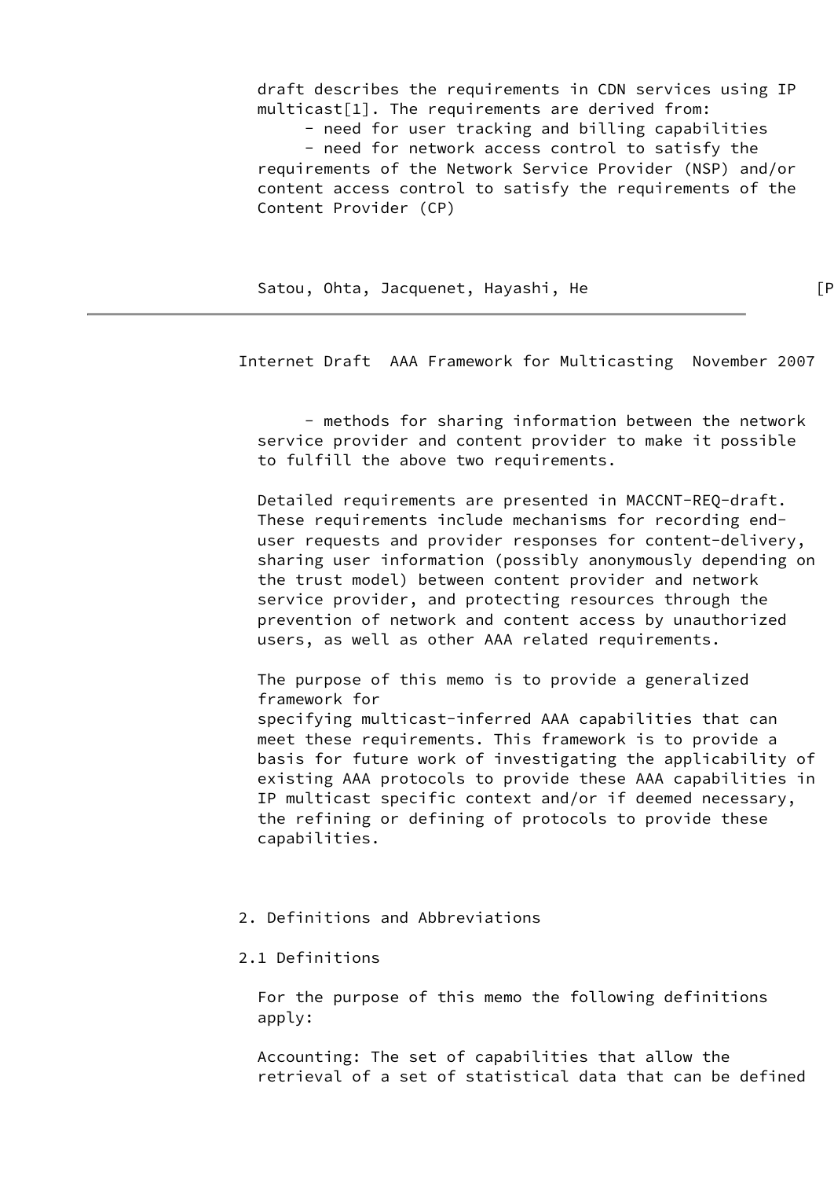draft describes the requirements in CDN services using IP multicast[1]. The requirements are derived from:

- need for user tracking and billing capabilities
- need for network access control to satisfy the requirements of the Network Service Provider (NSP) and/or content access control to satisfy the requirements of the Content Provider (CP)
- methods for sharing information between the network service provider and content provider to make it possible to fulfill the above two requirements.

Detailed requirements are presented in MACCNT-REQ-draft. These requirements include mechanisms for recording end-user requests and provider responses for content-delivery, sharing user information (possibly anonymously depending on the trust model) between content provider and network service provider, and protecting resources through the prevention of network and content access by unauthorized users, as well as other AAA related requirements.

The purpose of this memo is to provide a generalized framework for specifying multicast-inferred AAA capabilities that can meet these requirements. This framework is to provide a basis for future work of investigating the applicability of existing AAA protocols to provide these AAA capabilities in IP multicast specific context and/or if deemed necessary, the refining or defining of protocols to provide these capabilities.

## 2. Definitions and Abbreviations

### 2.1 Definitions

For the purpose of this memo the following definitions apply:

Accounting: The set of capabilities that allow the retrieval of a set of statistical data that can be defined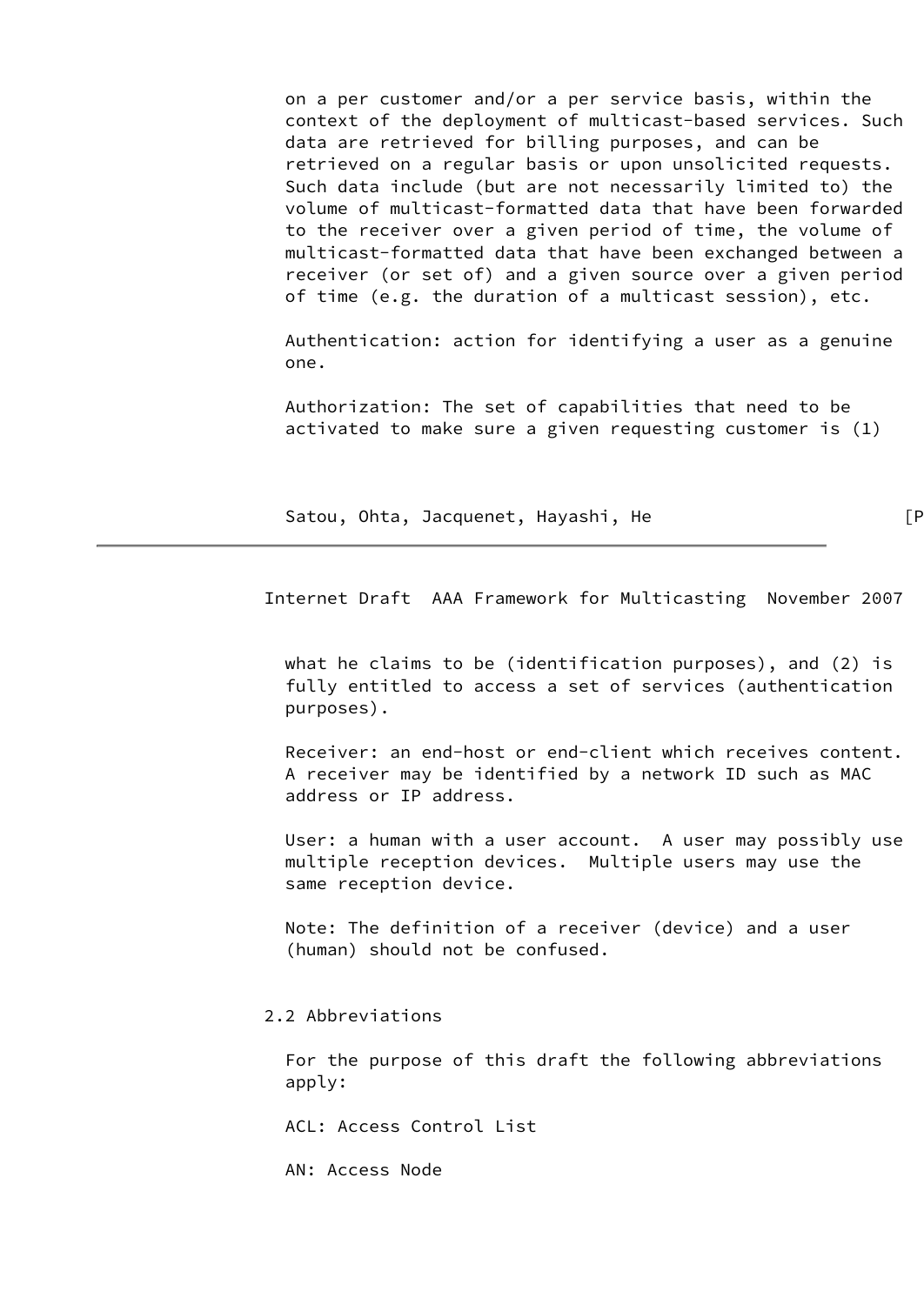on a per customer and/or a per service basis, within the context of the deployment of multicast-based services. Such data are retrieved for billing purposes, and can be retrieved on a regular basis or upon unsolicited requests. Such data include (but are not necessarily limited to) the volume of multicast-formatted data that have been forwarded to the receiver over a given period of time, the volume of multicast-formatted data that have been exchanged between a receiver (or set of) and a given source over a given period of time (e.g. the duration of a multicast session), etc.

Authentication: action for identifying a user as a genuine one.

Authorization: The set of capabilities that need to be activated to make sure a given requesting customer is (1) what he claims to be (identification purposes), and (2) is fully entitled to access a set of services (authentication purposes).

Receiver: an end-host or end-client which receives content. A receiver may be identified by a network ID such as MAC address or IP address.

User: a human with a user account. A user may possibly use multiple reception devices. Multiple users may use the same reception device.

Note: The definition of a receiver (device) and a user (human) should not be confused.

## 2.2 Abbreviations

For the purpose of this draft the following abbreviations apply:

ACL: Access Control List

AN: Access Node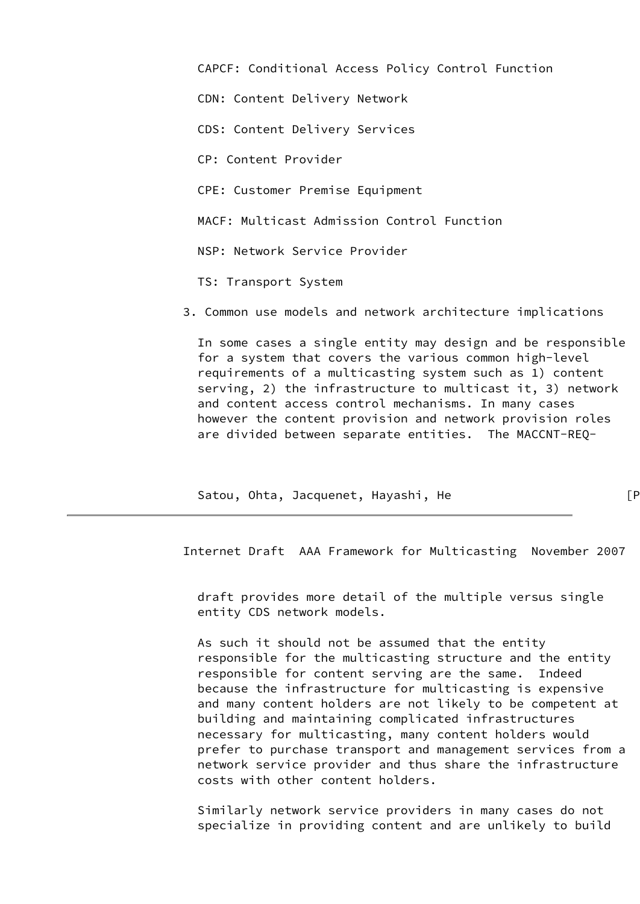CAPCF: Conditional Access Policy Control Function

CDN: Content Delivery Network

CDS: Content Delivery Services

CP: Content Provider

CPE: Customer Premise Equipment

MACF: Multicast Admission Control Function

NSP: Network Service Provider

TS: Transport System

## 3. Common use models and network architecture implications

In some cases a single entity may design and be responsible for a system that covers the various common high-level requirements of a multicasting system such as 1) content serving, 2) the infrastructure to multicast it, 3) network and content access control mechanisms. In many cases however the content provision and network provision roles are divided between separate entities. The MACCNT-REQ-draft provides more detail of the multiple versus single entity CDS network models.

As such it should not be assumed that the entity responsible for the multicasting structure and the entity responsible for content serving are the same. Indeed because the infrastructure for multicasting is expensive and many content holders are not likely to be competent at building and maintaining complicated infrastructures necessary for multicasting, many content holders would prefer to purchase transport and management services from a network service provider and thus share the infrastructure costs with other content holders.

Similarly network service providers in many cases do not specialize in providing content and are unlikely to build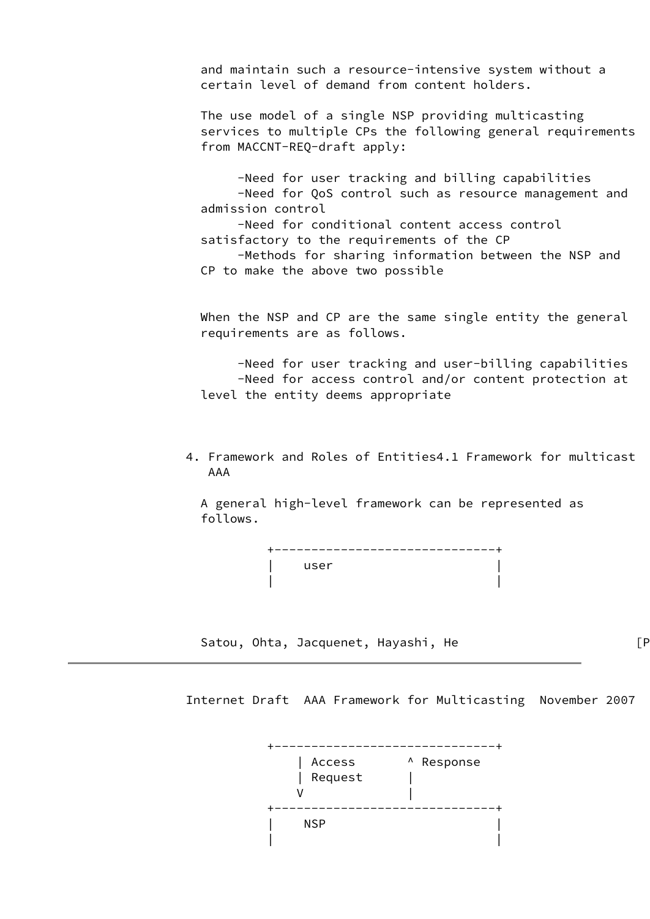and maintain such a resource-intensive system without a certain level of demand from content holders.

The use model of a single NSP providing multicasting services to multiple CPs the following general requirements from MACCNT-REQ-draft apply:

- Need for user tracking and billing capabilities
- Need for QoS control such as resource management and admission control
- Need for conditional content access control satisfactory to the requirements of the CP
- Methods for sharing information between the NSP and CP to make the above two possible

When the NSP and CP are the same single entity the general requirements are as follows.

- Need for user tracking and user-billing capabilities
- Need for access control and/or content protection at level the entity deems appropriate

## 4. Framework and Roles of Entities

### 4.1 Framework for multicast AAA

A general high-level framework can be represented as follows.

```
          +------------------------------+
          |    user                      |
          |                              |
          +------------------------------+
              | Access       ^ Response
              | Request      |
              V              |
          +------------------------------+
          |    NSP                       |
          |                              |
```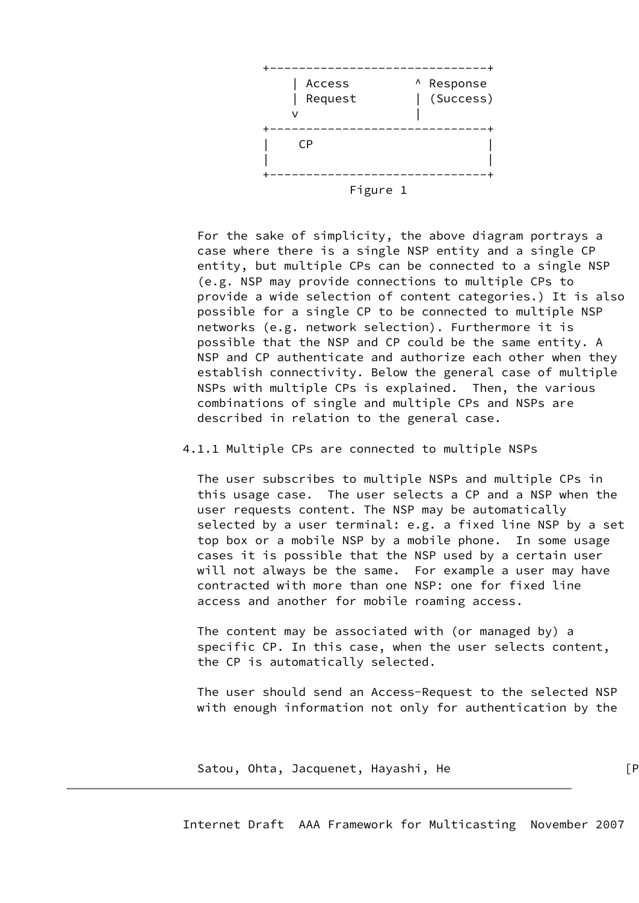```
+------------------------------+
    | Access         ^ Response
    | Request        | (Success)
    v                |
+------------------------------+
|    CP                        |
|                              |
+------------------------------+
```

Figure 1

For the sake of simplicity, the above diagram portrays a case where there is a single NSP entity and a single CP entity, but multiple CPs can be connected to a single NSP (e.g. NSP may provide connections to multiple CPs to provide a wide selection of content categories.) It is also possible for a single CP to be connected to multiple NSP networks (e.g. network selection). Furthermore it is possible that the NSP and CP could be the same entity. A NSP and CP authenticate and authorize each other when they establish connectivity. Below the general case of multiple NSPs with multiple CPs is explained. Then, the various combinations of single and multiple CPs and NSPs are described in relation to the general case.

### 4.1.1 Multiple CPs are connected to multiple NSPs

The user subscribes to multiple NSPs and multiple CPs in this usage case. The user selects a CP and a NSP when the user requests content. The NSP may be automatically selected by a user terminal: e.g. a fixed line NSP by a set top box or a mobile NSP by a mobile phone. In some usage cases it is possible that the NSP used by a certain user will not always be the same. For example a user may have contracted with more than one NSP: one for fixed line access and another for mobile roaming access.

The content may be associated with (or managed by) a specific CP. In this case, when the user selects content, the CP is automatically selected.

The user should send an Access-Request to the selected NSP with enough information not only for authentication by the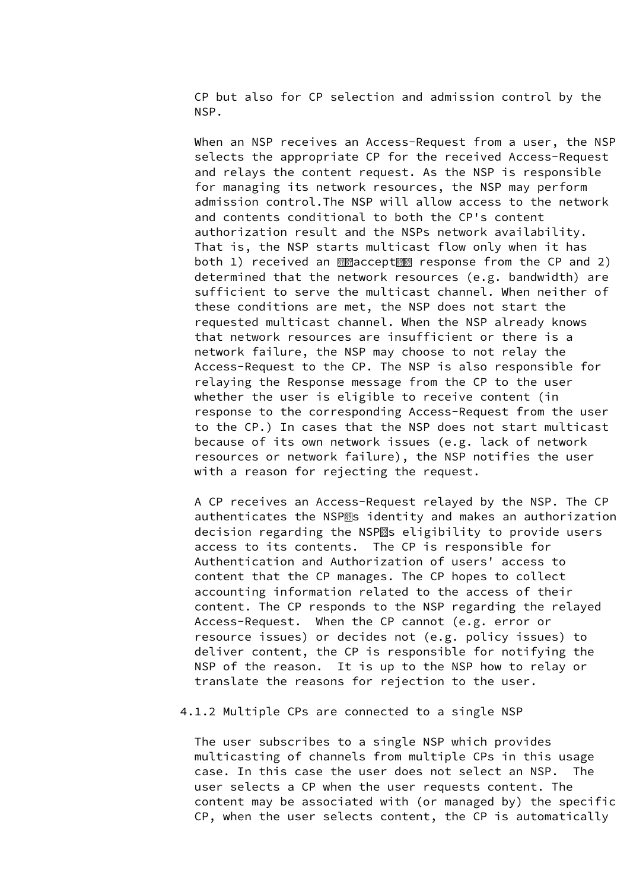CP but also for CP selection and admission control by the NSP.

When an NSP receives an Access-Request from a user, the NSP selects the appropriate CP for the received Access-Request and relays the content request. As the NSP is responsible for managing its network resources, the NSP may perform admission control.The NSP will allow access to the network and contents conditional to both the CP's content authorization result and the NSPs network availability. That is, the NSP starts multicast flow only when it has both 1) received an "accept" response from the CP and 2) determined that the network resources (e.g. bandwidth) are sufficient to serve the multicast channel. When neither of these conditions are met, the NSP does not start the requested multicast channel. When the NSP already knows that network resources are insufficient or there is a network failure, the NSP may choose to not relay the Access-Request to the CP. The NSP is also responsible for relaying the Response message from the CP to the user whether the user is eligible to receive content (in response to the corresponding Access-Request from the user to the CP.) In cases that the NSP does not start multicast because of its own network issues (e.g. lack of network resources or network failure), the NSP notifies the user with a reason for rejecting the request.

A CP receives an Access-Request relayed by the NSP. The CP authenticates the NSP's identity and makes an authorization decision regarding the NSP's eligibility to provide users access to its contents.  The CP is responsible for Authentication and Authorization of users' access to content that the CP manages. The CP hopes to collect accounting information related to the access of their content. The CP responds to the NSP regarding the relayed Access-Request.  When the CP cannot (e.g. error or resource issues) or decides not (e.g. policy issues) to deliver content, the CP is responsible for notifying the NSP of the reason.  It is up to the NSP how to relay or translate the reasons for rejection to the user.

#### 4.1.2 Multiple CPs are connected to a single NSP

The user subscribes to a single NSP which provides multicasting of channels from multiple CPs in this usage case. In this case the user does not select an NSP.  The user selects a CP when the user requests content. The content may be associated with (or managed by) the specific CP, when the user selects content, the CP is automatically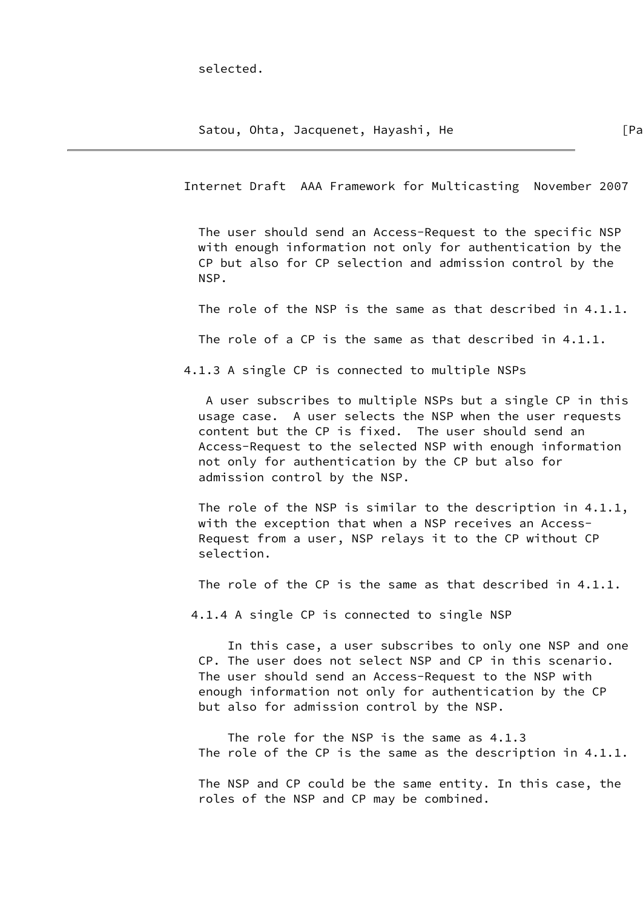selected.

The user should send an Access-Request to the specific NSP with enough information not only for authentication by the CP but also for CP selection and admission control by the NSP.

The role of the NSP is the same as that described in 4.1.1.

The role of a CP is the same as that described in 4.1.1.

### 4.1.3 A single CP is connected to multiple NSPs

A user subscribes to multiple NSPs but a single CP in this usage case. A user selects the NSP when the user requests content but the CP is fixed. The user should send an Access-Request to the selected NSP with enough information not only for authentication by the CP but also for admission control by the NSP.

The role of the NSP is similar to the description in 4.1.1, with the exception that when a NSP receives an Access-Request from a user, NSP relays it to the CP without CP selection.

The role of the CP is the same as that described in 4.1.1.

### 4.1.4 A single CP is connected to single NSP

In this case, a user subscribes to only one NSP and one CP. The user does not select NSP and CP in this scenario. The user should send an Access-Request to the NSP with enough information not only for authentication by the CP but also for admission control by the NSP.

The role for the NSP is the same as 4.1.3
The role of the CP is the same as the description in 4.1.1.

The NSP and CP could be the same entity. In this case, the roles of the NSP and CP may be combined.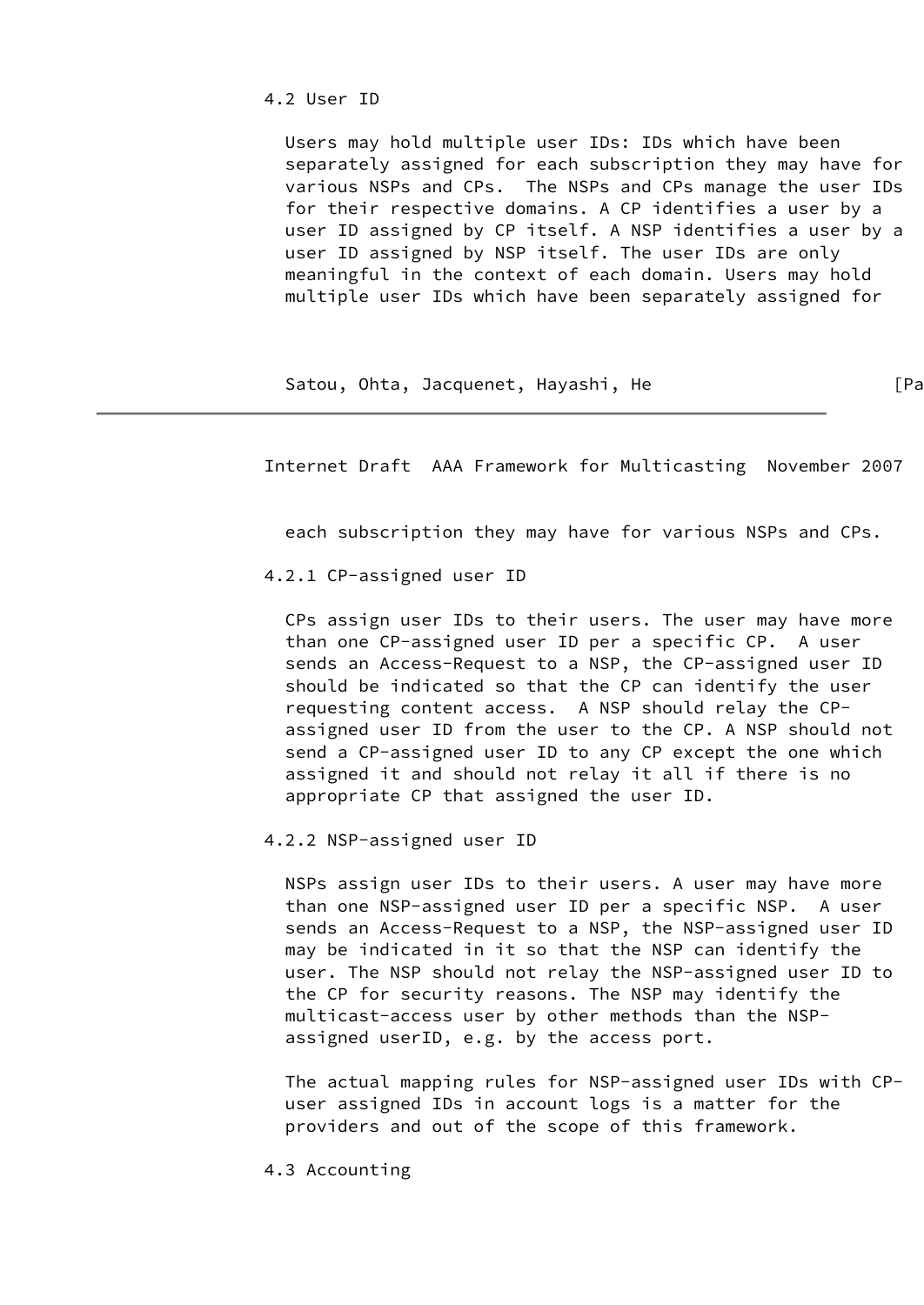### 4.2 User ID

Users may hold multiple user IDs: IDs which have been separately assigned for each subscription they may have for various NSPs and CPs. The NSPs and CPs manage the user IDs for their respective domains. A CP identifies a user by a user ID assigned by CP itself. A NSP identifies a user by a user ID assigned by NSP itself. The user IDs are only meaningful in the context of each domain. Users may hold multiple user IDs which have been separately assigned for each subscription they may have for various NSPs and CPs.

#### 4.2.1 CP-assigned user ID

CPs assign user IDs to their users. The user may have more than one CP-assigned user ID per a specific CP. A user sends an Access-Request to a NSP, the CP-assigned user ID should be indicated so that the CP can identify the user requesting content access. A NSP should relay the CP-assigned user ID from the user to the CP. A NSP should not send a CP-assigned user ID to any CP except the one which assigned it and should not relay it all if there is no appropriate CP that assigned the user ID.

#### 4.2.2 NSP-assigned user ID

NSPs assign user IDs to their users. A user may have more than one NSP-assigned user ID per a specific NSP. A user sends an Access-Request to a NSP, the NSP-assigned user ID may be indicated in it so that the NSP can identify the user. The NSP should not relay the NSP-assigned user ID to the CP for security reasons. The NSP may identify the multicast-access user by other methods than the NSP-assigned userID, e.g. by the access port.

The actual mapping rules for NSP-assigned user IDs with CP-user assigned IDs in account logs is a matter for the providers and out of the scope of this framework.

### 4.3 Accounting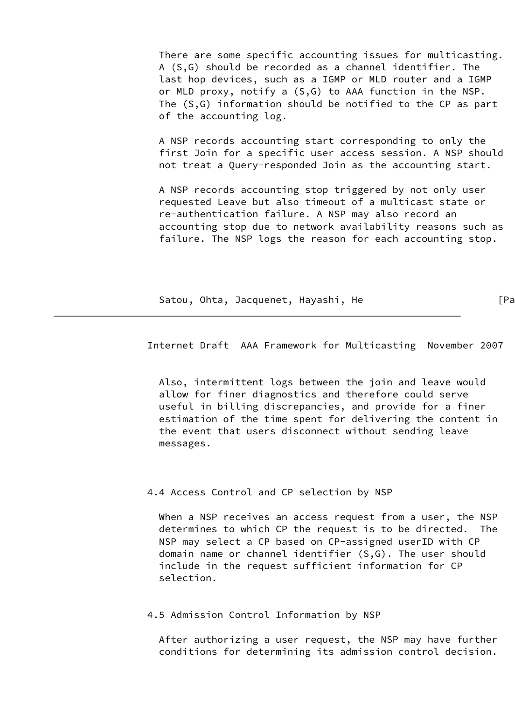There are some specific accounting issues for multicasting. A (S,G) should be recorded as a channel identifier. The last hop devices, such as a IGMP or MLD router and a IGMP or MLD proxy, notify a (S,G) to AAA function in the NSP. The (S,G) information should be notified to the CP as part of the accounting log.

A NSP records accounting start corresponding to only the first Join for a specific user access session. A NSP should not treat a Query-responded Join as the accounting start.

A NSP records accounting stop triggered by not only user requested Leave but also timeout of a multicast state or re-authentication failure. A NSP may also record an accounting stop due to network availability reasons such as failure. The NSP logs the reason for each accounting stop.

Also, intermittent logs between the join and leave would allow for finer diagnostics and therefore could serve useful in billing discrepancies, and provide for a finer estimation of the time spent for delivering the content in the event that users disconnect without sending leave messages.

### 4.4 Access Control and CP selection by NSP

When a NSP receives an access request from a user, the NSP determines to which CP the request is to be directed. The NSP may select a CP based on CP-assigned userID with CP domain name or channel identifier (S,G). The user should include in the request sufficient information for CP selection.

### 4.5 Admission Control Information by NSP

After authorizing a user request, the NSP may have further conditions for determining its admission control decision.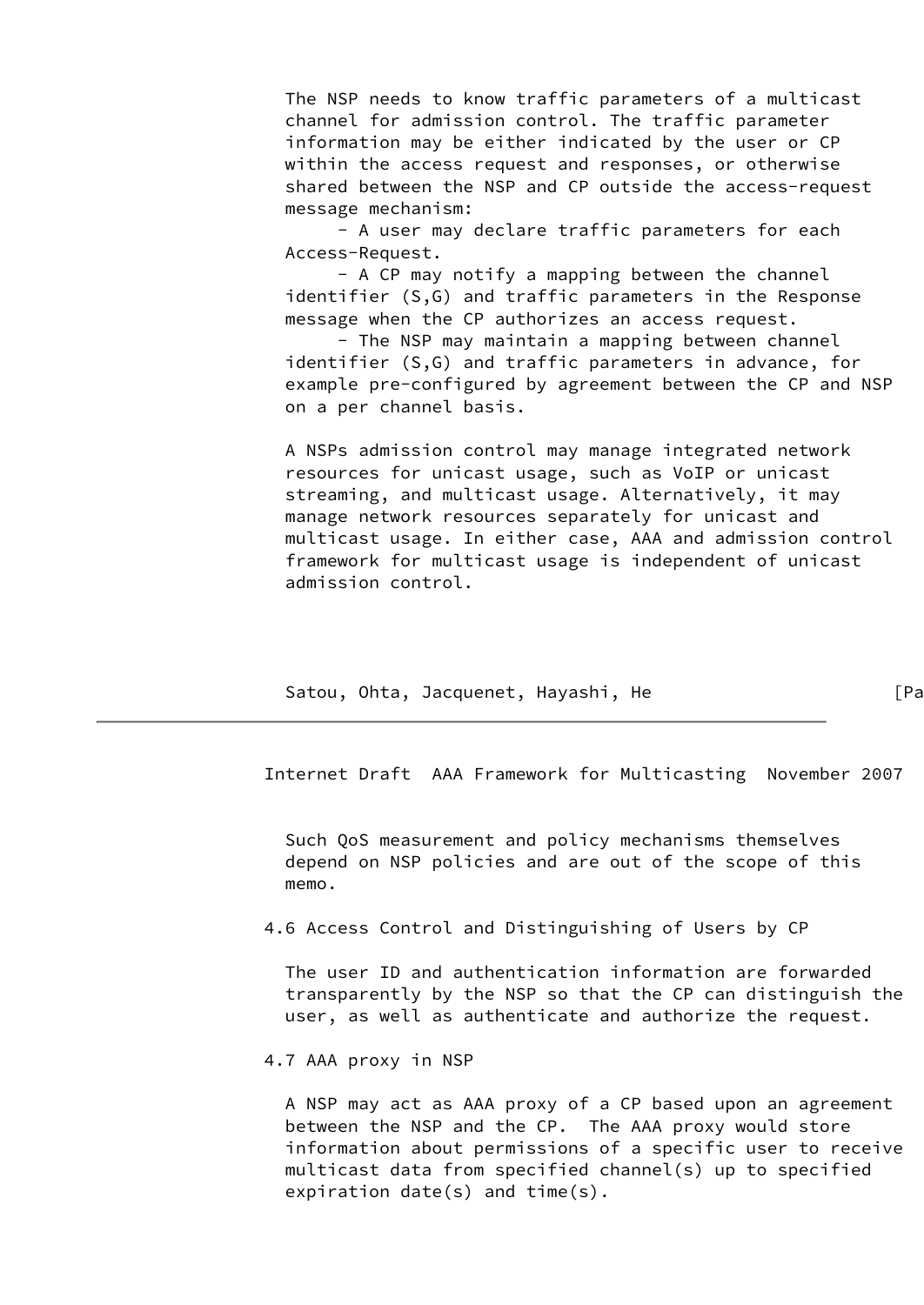The NSP needs to know traffic parameters of a multicast channel for admission control. The traffic parameter information may be either indicated by the user or CP within the access request and responses, or otherwise shared between the NSP and CP outside the access-request message mechanism:

- A user may declare traffic parameters for each Access-Request.
- A CP may notify a mapping between the channel identifier (S,G) and traffic parameters in the Response message when the CP authorizes an access request.
- The NSP may maintain a mapping between channel identifier (S,G) and traffic parameters in advance, for example pre-configured by agreement between the CP and NSP on a per channel basis.

A NSPs admission control may manage integrated network resources for unicast usage, such as VoIP or unicast streaming, and multicast usage. Alternatively, it may manage network resources separately for unicast and multicast usage. In either case, AAA and admission control framework for multicast usage is independent of unicast admission control.

Such QoS measurement and policy mechanisms themselves depend on NSP policies and are out of the scope of this memo.

## 4.6 Access Control and Distinguishing of Users by CP

The user ID and authentication information are forwarded transparently by the NSP so that the CP can distinguish the user, as well as authenticate and authorize the request.

## 4.7 AAA proxy in NSP

A NSP may act as AAA proxy of a CP based upon an agreement between the NSP and the CP. The AAA proxy would store information about permissions of a specific user to receive multicast data from specified channel(s) up to specified expiration date(s) and time(s).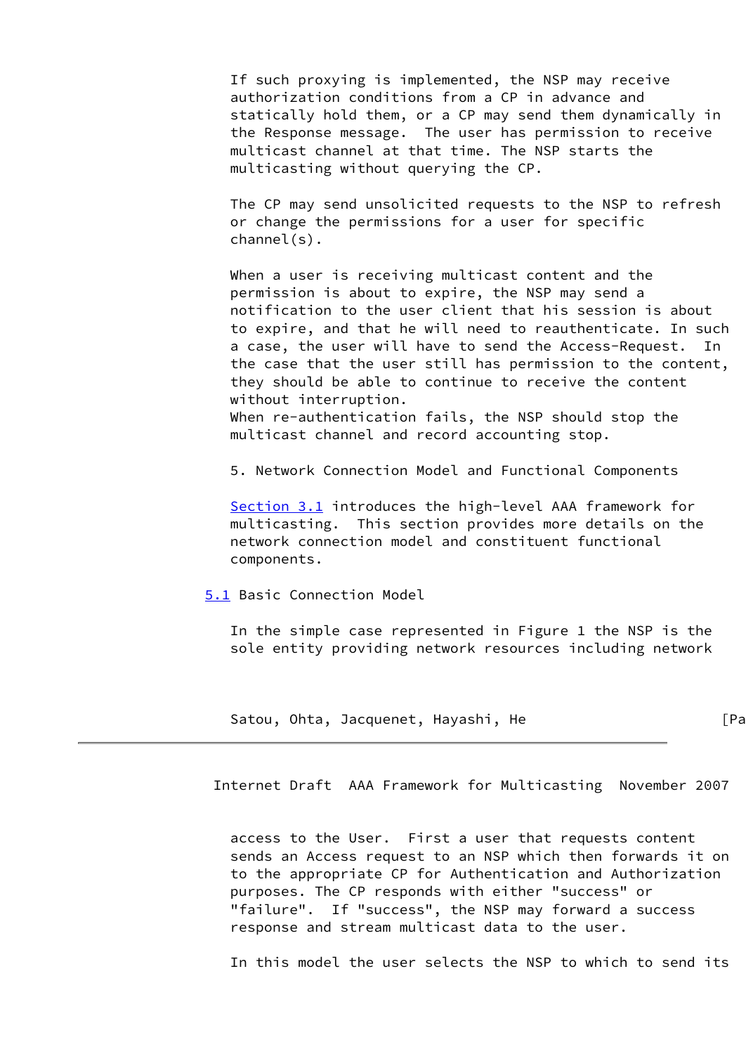If such proxying is implemented, the NSP may receive authorization conditions from a CP in advance and statically hold them, or a CP may send them dynamically in the Response message. The user has permission to receive multicast channel at that time. The NSP starts the multicasting without querying the CP.

The CP may send unsolicited requests to the NSP to refresh or change the permissions for a user for specific channel(s).

When a user is receiving multicast content and the permission is about to expire, the NSP may send a notification to the user client that his session is about to expire, and that he will need to reauthenticate. In such a case, the user will have to send the Access-Request. In the case that the user still has permission to the content, they should be able to continue to receive the content without interruption.
When re-authentication fails, the NSP should stop the multicast channel and record accounting stop.

# 5. Network Connection Model and Functional Components

Section 3.1 introduces the high-level AAA framework for multicasting. This section provides more details on the network connection model and constituent functional components.

## 5.1 Basic Connection Model

In the simple case represented in Figure 1 the NSP is the sole entity providing network resources including network access to the User. First a user that requests content sends an Access request to an NSP which then forwards it on to the appropriate CP for Authentication and Authorization purposes. The CP responds with either "success" or "failure". If "success", the NSP may forward a success response and stream multicast data to the user.

In this model the user selects the NSP to which to send its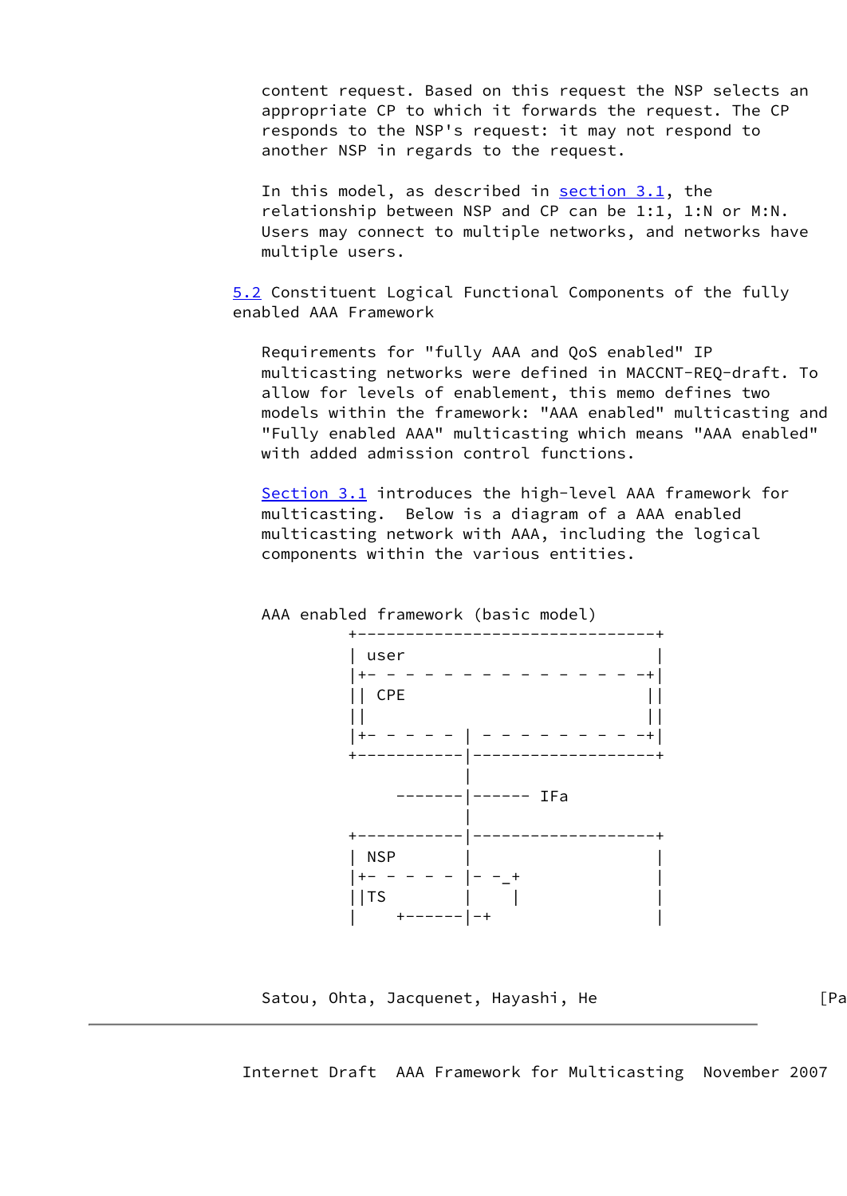content request. Based on this request the NSP selects an appropriate CP to which it forwards the request. The CP responds to the NSP's request: it may not respond to another NSP in regards to the request.

In this model, as described in section 3.1, the relationship between NSP and CP can be 1:1, 1:N or M:N. Users may connect to multiple networks, and networks have multiple users.

## 5.2 Constituent Logical Functional Components of the fully enabled AAA Framework

Requirements for "fully AAA and QoS enabled" IP multicasting networks were defined in MACCNT-REQ-draft. To allow for levels of enablement, this memo defines two models within the framework: "AAA enabled" multicasting and "Fully enabled AAA" multicasting which means "AAA enabled" with added admission control functions.

Section 3.1 introduces the high-level AAA framework for multicasting. Below is a diagram of a AAA enabled multicasting network with AAA, including the logical components within the various entities.

```
AAA enabled framework (basic model)
          +--------------------------------+
          | user                           |
          |+- - - - - - - - - - - - - - - -+|
          || CPE                           ||
          ||                               ||
          |+- - - - - - | - - - - - - - - -+|
          +-----------|--------------------+
                      |
               -------|------ IFa
                      |
          +-----------|--------------------+
          | NSP       |                    |
          |+- - - - - |- -_+               |
          ||TS        |    |               |
          |    +------|-+                  |
```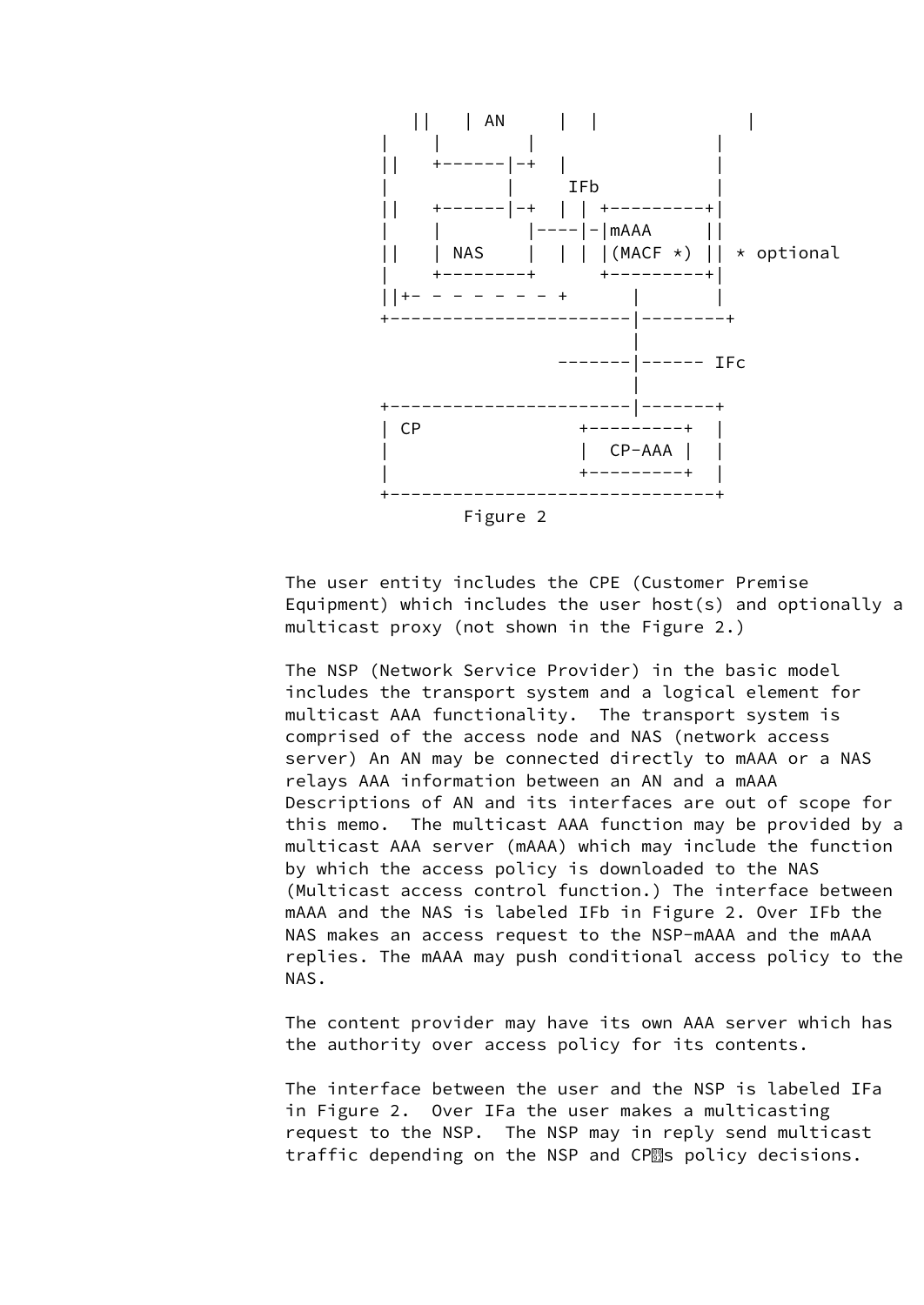```
           ||   | AN     |  |              |
          |    |        |                 |
          ||   +------|-+  |              |
          |           |     IFb           |
          ||   +------|-+  | | +---------+|
          |    |        |----|-|mAAA     ||
          ||   | NAS    |  | | |(MACF *) || * optional
          |    +--------+      +---------+|
          ||+- - - - - - - +      |       |
          +----------------------|--------+
                                 |
                          -------|------ IFc
                                 |
          +----------------------|-------+
          | CP              +---------+  |
          |                 |  CP-AAA |  |
          |                 +---------+  |
          +------------------------------+
                 Figure 2
```

The user entity includes the CPE (Customer Premise Equipment) which includes the user host(s) and optionally a multicast proxy (not shown in the Figure 2.)

The NSP (Network Service Provider) in the basic model includes the transport system and a logical element for multicast AAA functionality. The transport system is comprised of the access node and NAS (network access server) An AN may be connected directly to mAAA or a NAS relays AAA information between an AN and a mAAA Descriptions of AN and its interfaces are out of scope for this memo. The multicast AAA function may be provided by a multicast AAA server (mAAA) which may include the function by which the access policy is downloaded to the NAS (Multicast access control function.) The interface between mAAA and the NAS is labeled IFb in Figure 2. Over IFb the NAS makes an access request to the NSP-mAAA and the mAAA replies. The mAAA may push conditional access policy to the NAS.

The content provider may have its own AAA server which has the authority over access policy for its contents.

The interface between the user and the NSP is labeled IFa in Figure 2. Over IFa the user makes a multicasting request to the NSP. The NSP may in reply send multicast traffic depending on the NSP and CP's policy decisions.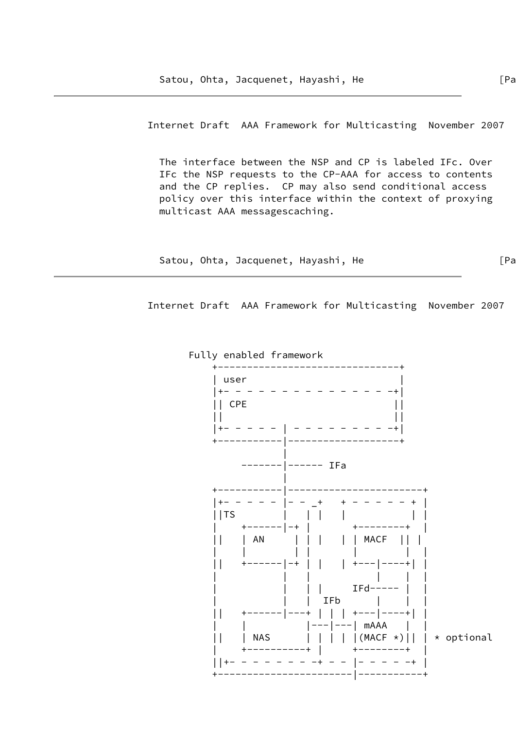The interface between the NSP and CP is labeled IFc. Over IFc the NSP requests to the CP-AAA for access to contents and the CP replies.  CP may also send conditional access policy over this interface within the context of proxying multicast AAA messagescaching.

```
      Fully enabled framework
          +--------------------------------+
          | user                           |
          |+- - - - - - - - - - - - - - - -+|
          || CPE                          ||
          ||                              ||
          |+- - - - - - | - - - - - - - - -+|
          +------------|-------------------+
                       |
               -------|------ IFa
                       |
          +------------|-----------------------+
          |+- - - - - - |- - _+   + - - - - - - + |
          ||TS         |   | |   |           | |
          |    +------|-+ |       +--------+  |
          ||   | AN     | | |   | | MACF  || |
          |    |        | |       |        |  |
          ||   +------|-+ | |   | +---|----+| |
          |           |   |           |    |  |
          |           |   | |     IFd-----  |  |
          |           |   |  IFb      |    |  |
          ||   +------|---+ | | | +---|----+| |
          |    |          |---|---| mAAA    |  |
          ||   | NAS      | | | | |(MACF *)|| | * optional
          |    +----------+ |     +--------+  |
          ||+- - - - - - - -+ - - |- - - - -+ |
          +-----------------------|-----------+
```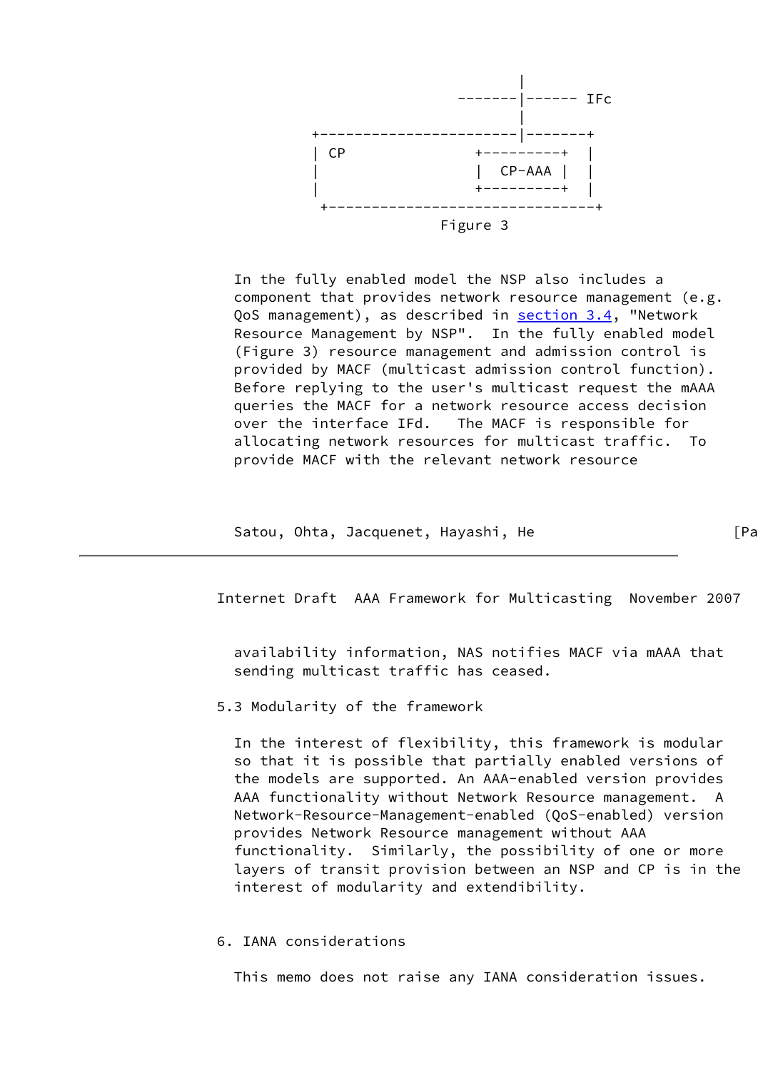```
                                   |
                            -------|------ IFc
                                   |
              +--------------------|-------+
              | CP           +---------+   |
              |              |  CP-AAA |   |
              |              +---------+   |
               +---------------------------+
```

Figure 3

In the fully enabled model the NSP also includes a component that provides network resource management (e.g. QoS management), as described in section 3.4, "Network Resource Management by NSP". In the fully enabled model (Figure 3) resource management and admission control is provided by MACF (multicast admission control function). Before replying to the user's multicast request the mAAA queries the MACF for a network resource access decision over the interface IFd. The MACF is responsible for allocating network resources for multicast traffic. To provide MACF with the relevant network resource availability information, NAS notifies MACF via mAAA that sending multicast traffic has ceased.

### 5.3 Modularity of the framework

In the interest of flexibility, this framework is modular so that it is possible that partially enabled versions of the models are supported. An AAA-enabled version provides AAA functionality without Network Resource management. A Network-Resource-Management-enabled (QoS-enabled) version provides Network Resource management without AAA functionality. Similarly, the possibility of one or more layers of transit provision between an NSP and CP is in the interest of modularity and extendibility.

## 6. IANA considerations

This memo does not raise any IANA consideration issues.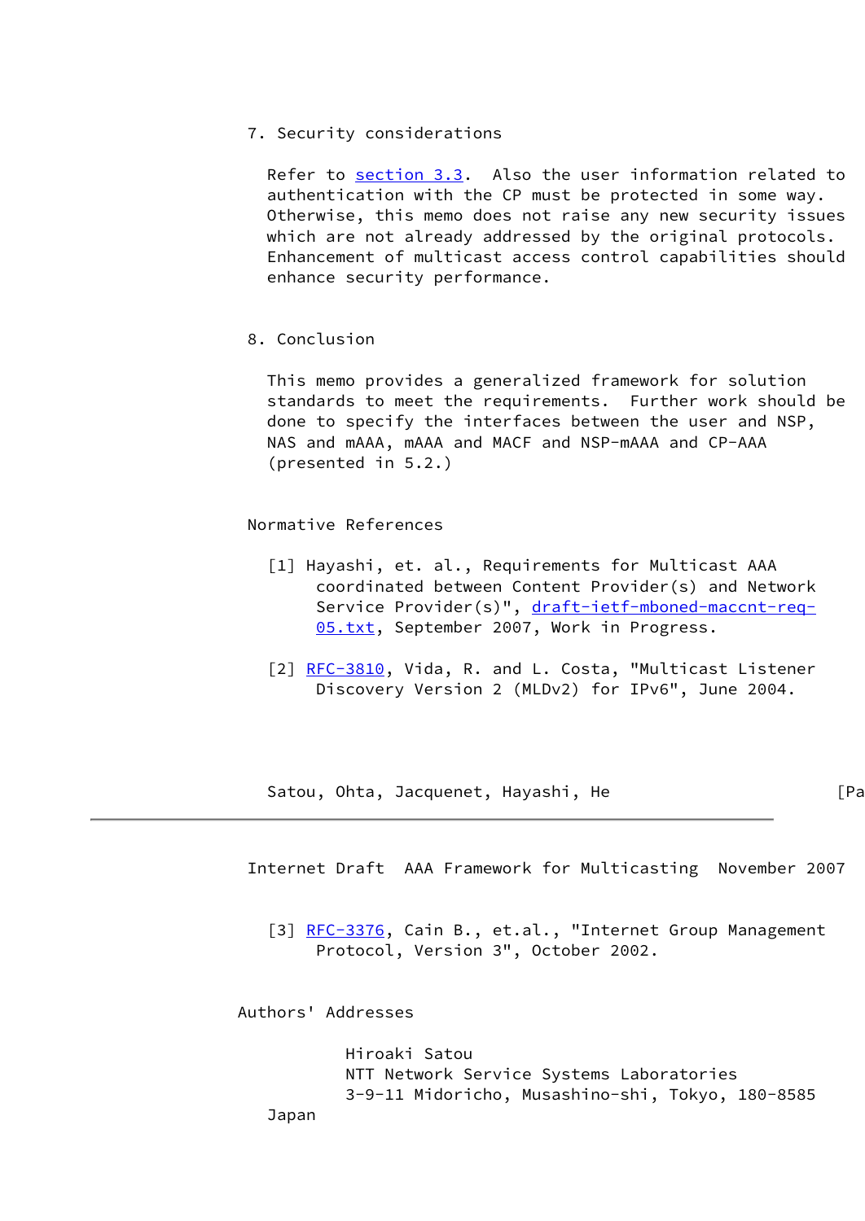## 7. Security considerations

Refer to section 3.3. Also the user information related to authentication with the CP must be protected in some way. Otherwise, this memo does not raise any new security issues which are not already addressed by the original protocols. Enhancement of multicast access control capabilities should enhance security performance.

## 8. Conclusion

This memo provides a generalized framework for solution standards to meet the requirements. Further work should be done to specify the interfaces between the user and NSP, NAS and mAAA, mAAA and MACF and NSP-mAAA and CP-AAA (presented in 5.2.)

## Normative References

[1] Hayashi, et. al., Requirements for Multicast AAA coordinated between Content Provider(s) and Network Service Provider(s)", draft-ietf-mboned-maccnt-req-05.txt, September 2007, Work in Progress.

[2] RFC-3810, Vida, R. and L. Costa, "Multicast Listener Discovery Version 2 (MLDv2) for IPv6", June 2004.

[3] RFC-3376, Cain B., et.al., "Internet Group Management Protocol, Version 3", October 2002.

## Authors' Addresses

Hiroaki Satou
NTT Network Service Systems Laboratories
3-9-11 Midoricho, Musashino-shi, Tokyo, 180-8585
Japan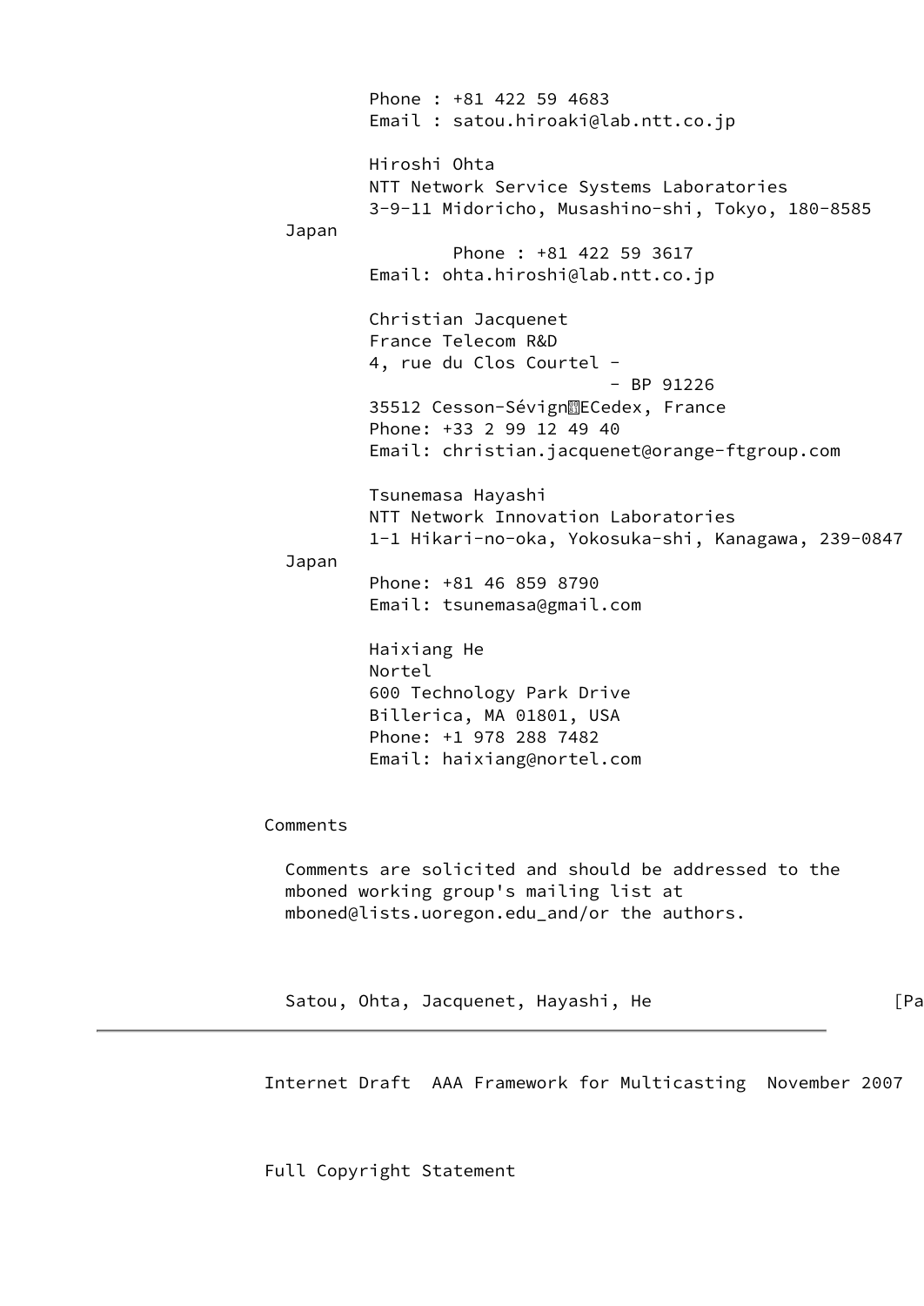Phone : +81 422 59 4683
Email : satou.hiroaki@lab.ntt.co.jp

Hiroshi Ohta
NTT Network Service Systems Laboratories
3-9-11 Midoricho, Musashino-shi, Tokyo, 180-8585
Japan
Phone : +81 422 59 3617
Email: ohta.hiroshi@lab.ntt.co.jp

Christian Jacquenet
France Telecom R&D
4, rue du Clos Courtel -
- BP 91226
35512 Cesson-Sévign�ECedex, France
Phone: +33 2 99 12 49 40
Email: christian.jacquenet@orange-ftgroup.com

Tsunemasa Hayashi
NTT Network Innovation Laboratories
1-1 Hikari-no-oka, Yokosuka-shi, Kanagawa, 239-0847
Japan
Phone: +81 46 859 8790
Email: tsunemasa@gmail.com

Haixiang He
Nortel
600 Technology Park Drive
Billerica, MA 01801, USA
Phone: +1 978 288 7482
Email: haixiang@nortel.com

## Comments

Comments are solicited and should be addressed to the mboned working group's mailing list at mboned@lists.uoregon.edu_and/or the authors.

## Full Copyright Statement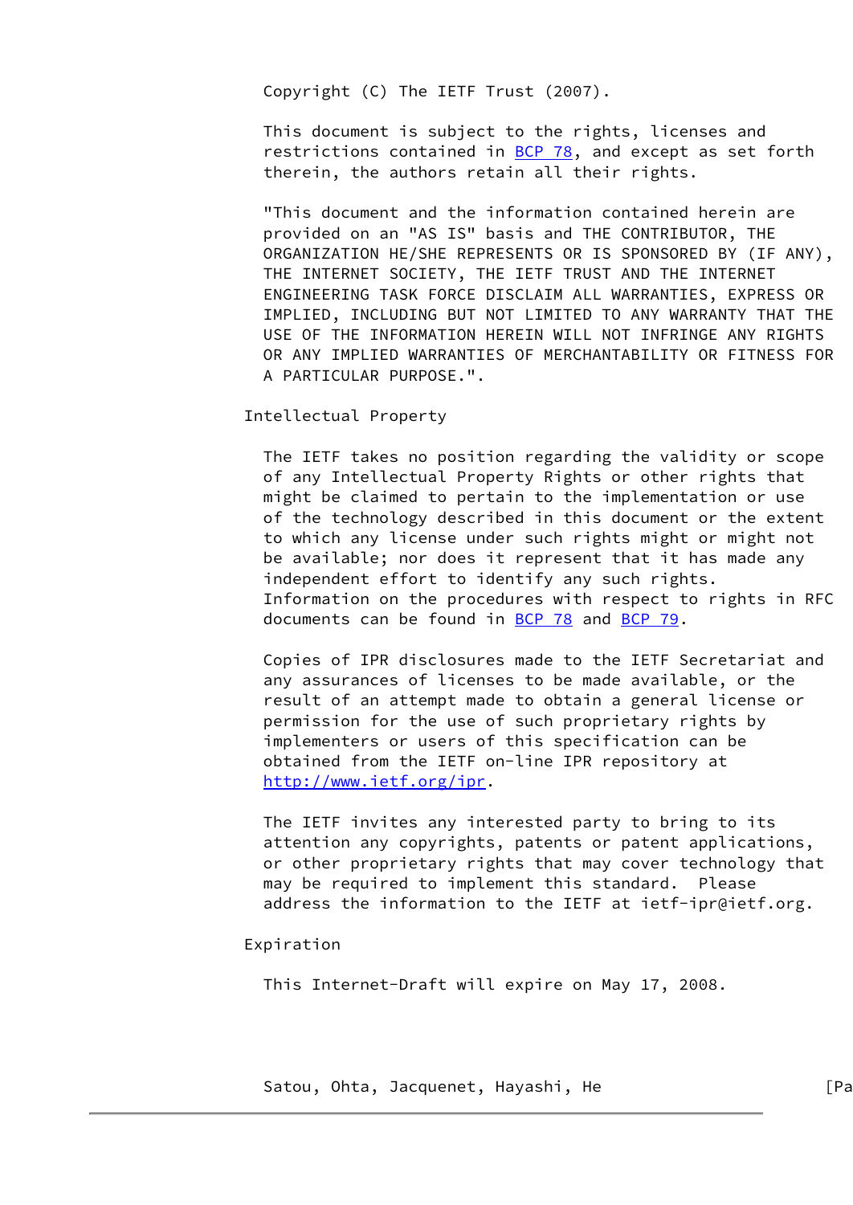Copyright (C) The IETF Trust (2007).

This document is subject to the rights, licenses and restrictions contained in BCP 78, and except as set forth therein, the authors retain all their rights.

"This document and the information contained herein are provided on an "AS IS" basis and THE CONTRIBUTOR, THE ORGANIZATION HE/SHE REPRESENTS OR IS SPONSORED BY (IF ANY), THE INTERNET SOCIETY, THE IETF TRUST AND THE INTERNET ENGINEERING TASK FORCE DISCLAIM ALL WARRANTIES, EXPRESS OR IMPLIED, INCLUDING BUT NOT LIMITED TO ANY WARRANTY THAT THE USE OF THE INFORMATION HEREIN WILL NOT INFRINGE ANY RIGHTS OR ANY IMPLIED WARRANTIES OF MERCHANTABILITY OR FITNESS FOR A PARTICULAR PURPOSE.".

## Intellectual Property

The IETF takes no position regarding the validity or scope of any Intellectual Property Rights or other rights that might be claimed to pertain to the implementation or use of the technology described in this document or the extent to which any license under such rights might or might not be available; nor does it represent that it has made any independent effort to identify any such rights. Information on the procedures with respect to rights in RFC documents can be found in BCP 78 and BCP 79.

Copies of IPR disclosures made to the IETF Secretariat and any assurances of licenses to be made available, or the result of an attempt made to obtain a general license or permission for the use of such proprietary rights by implementers or users of this specification can be obtained from the IETF on-line IPR repository at http://www.ietf.org/ipr.

The IETF invites any interested party to bring to its attention any copyrights, patents or patent applications, or other proprietary rights that may cover technology that may be required to implement this standard. Please address the information to the IETF at ietf-ipr@ietf.org.

## Expiration

This Internet-Draft will expire on May 17, 2008.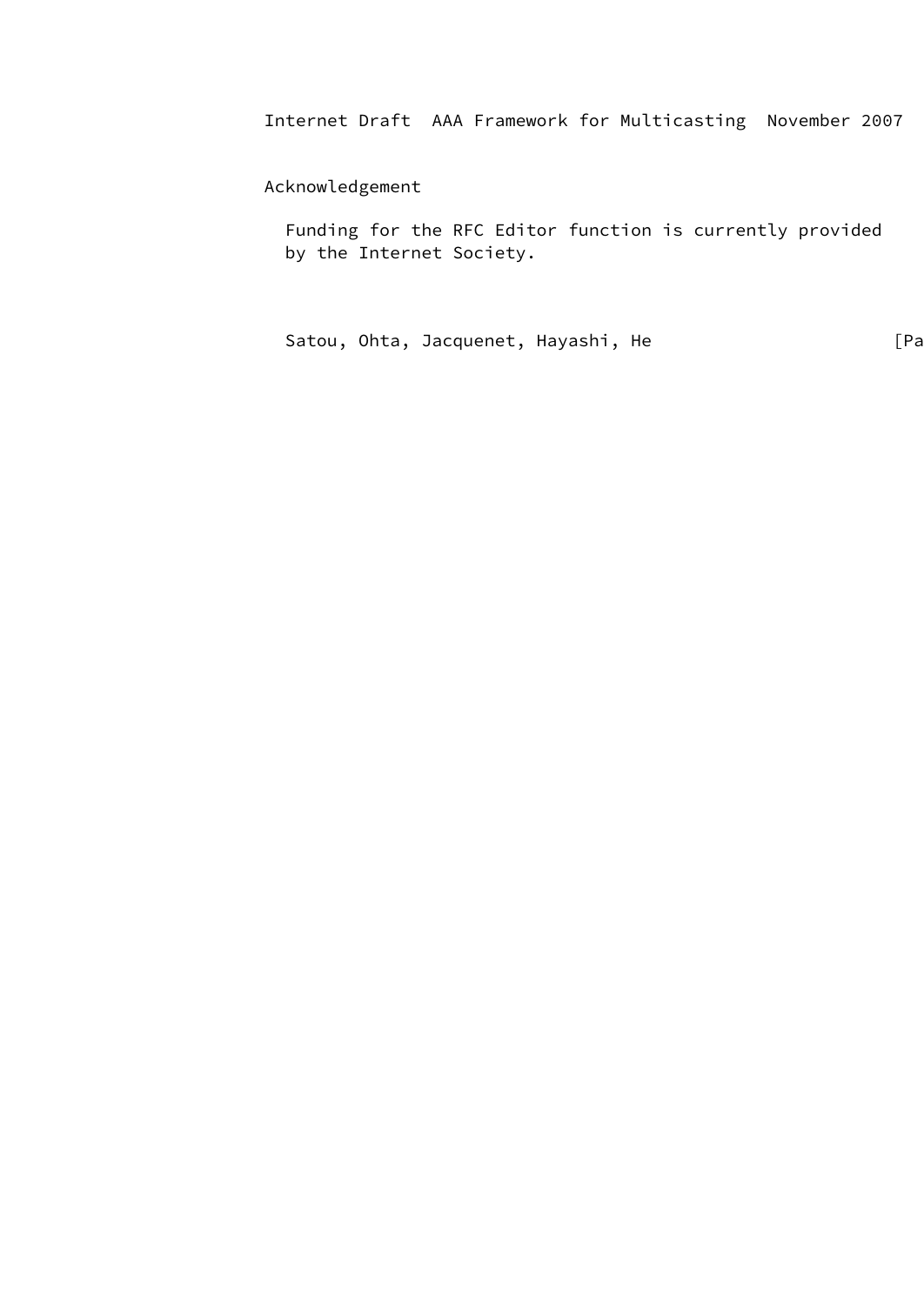## Acknowledgement

Funding for the RFC Editor function is currently provided by the Internet Society.